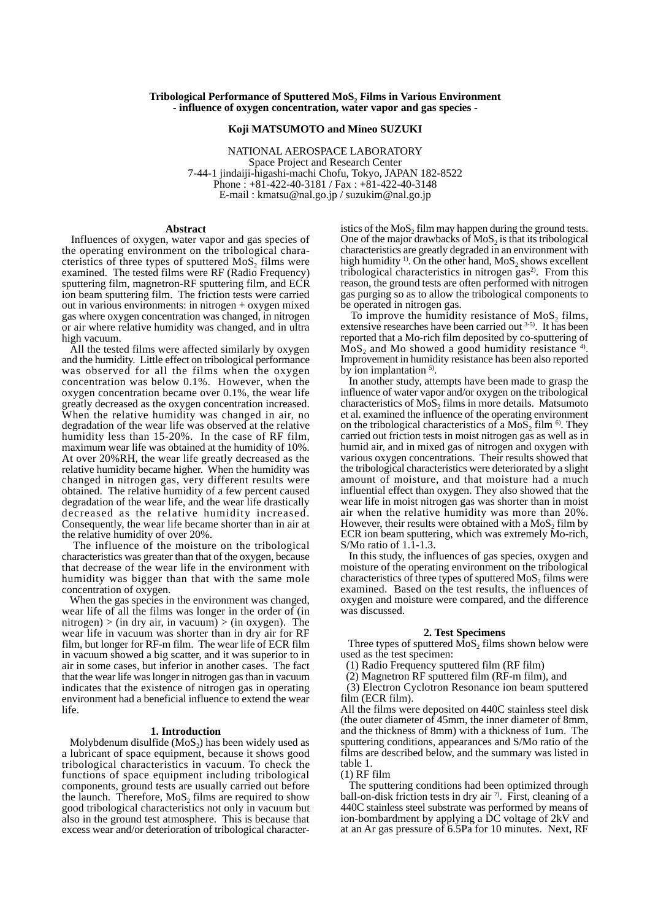# Tribological Performance of Sputtered $MoS_2$ Films in Various Environment
## - influence of oxygen concentration, water vapor and gas species -

**Koji MATSUMOTO and Mineo SUZUKI**

NATIONAL AEROSPACE LABORATORY
Space Project and Research Center
7-44-1 jindaiji-higashi-machi Chofu, Tokyo, JAPAN 182-8522
Phone : +81-422-40-3181 / Fax : +81-422-40-3148
E-mail : kmatsu@nal.go.jp / suzukim@nal.go.jp

### Abstract

Influences of oxygen, water vapor and gas species of the operating environment on the tribological characteristics of three types of sputtered $MoS_2$ films were examined. The tested films were RF (Radio Frequency) sputtering film, magnetron-RF sputtering film, and ECR ion beam sputtering film. The friction tests were carried out in various environments: in nitrogen + oxygen mixed gas where oxygen concentration was changed, in nitrogen or air where relative humidity was changed, and in ultra high vacuum.

All the tested films were affected similarly by oxygen and the humidity. Little effect on tribological performance was observed for all the films when the oxygen concentration was below 0.1%. However, when the oxygen concentration became over 0.1%, the wear life greatly decreased as the oxygen concentration increased. When the relative humidity was changed in air, no degradation of the wear life was observed at the relative humidity less than 15-20%. In the case of RF film, maximum wear life was obtained at the humidity of 10%. At over 20%RH, the wear life greatly decreased as the relative humidity became higher. When the humidity was changed in nitrogen gas, very different results were obtained. The relative humidity of a few percent caused degradation of the wear life, and the wear life drastically decreased as the relative humidity increased. Consequently, the wear life became shorter than in air at the relative humidity of over 20%.

The influence of the moisture on the tribological characteristics was greater than that of the oxygen, because that decrease of the wear life in the environment with humidity was bigger than that with the same mole concentration of oxygen.

When the gas species in the environment was changed, wear life of all the films was longer in the order of (in nitrogen) > (in dry air, in vacuum) > (in oxygen). The wear life in vacuum was shorter than in dry air for RF film, but longer for RF-m film. The wear life of ECR film in vacuum showed a big scatter, and it was superior to in air in some cases, but inferior in another cases. The fact that the wear life was longer in nitrogen gas than in vacuum indicates that the existence of nitrogen gas in operating environment had a beneficial influence to extend the wear life.

### 1. Introduction

Molybdenum disulfide ($MoS_2$) has been widely used as a lubricant of space equipment, because it shows good tribological characteristics in vacuum. To check the functions of space equipment including tribological components, ground tests are usually carried out before the launch. Therefore, $MoS_2$ films are required to show good tribological characteristics not only in vacuum but also in the ground test atmosphere. This is because that excess wear and/or deterioration of tribological characteristics of the $MoS_2$ film may happen during the ground tests. One of the major drawbacks of $MoS_2$ is that its tribological characteristics are greatly degraded in an environment with high humidity [1]. On the other hand, $MoS_2$ shows excellent tribological characteristics in nitrogen gas[2]. From this reason, the ground tests are often performed with nitrogen gas purging so as to allow the tribological components to be operated in nitrogen gas.

To improve the humidity resistance of $MoS_2$ films, extensive researches have been carried out [3-5]. It has been reported that a Mo-rich film deposited by co-sputtering of $MoS_2$ and Mo showed a good humidity resistance [4]. Improvement in humidity resistance has been also reported by ion implantation [5].

In another study, attempts have been made to grasp the influence of water vapor and/or oxygen on the tribological characteristics of $MoS_2$ films in more details. Matsumoto et al. examined the influence of the operating environment on the tribological characteristics of a $MoS_2$ film [6]. They carried out friction tests in moist nitrogen gas as well as in humid air, and in mixed gas of nitrogen and oxygen with various oxygen concentrations. Their results showed that the tribological characteristics were deteriorated by a slight amount of moisture, and that moisture had a much influential effect than oxygen. They also showed that the wear life in moist nitrogen gas was shorter than in moist air when the relative humidity was more than 20%. However, their results were obtained with a $MoS_2$ film by ECR ion beam sputtering, which was extremely Mo-rich, S/Mo ratio of 1.1-1.3.

In this study, the influences of gas species, oxygen and moisture of the operating environment on the tribological characteristics of three types of sputtered $MoS_2$ films were examined. Based on the test results, the influences of oxygen and moisture were compared, and the difference was discussed.

### 2. Test Specimens

Three types of sputtered $MoS_2$ films shown below were used as the test specimen:

(1) Radio Frequency sputtered film (RF film)
(2) Magnetron RF sputtered film (RF-m film), and
(3) Electron Cyclotron Resonance ion beam sputtered film (ECR film).

All the films were deposited on 440C stainless steel disk (the outer diameter of 45mm, the inner diameter of 8mm, and the thickness of 8mm) with a thickness of 1um. The sputtering conditions, appearances and S/Mo ratio of the films are described below, and the summary was listed in table 1.

(1) RF film

The sputtering conditions had been optimized through ball-on-disk friction tests in dry air [7]. First, cleaning of a 440C stainless steel substrate was performed by means of ion-bombardment by applying a DC voltage of 2kV and at an Ar gas pressure of 6.5Pa for 10 minutes. Next, RF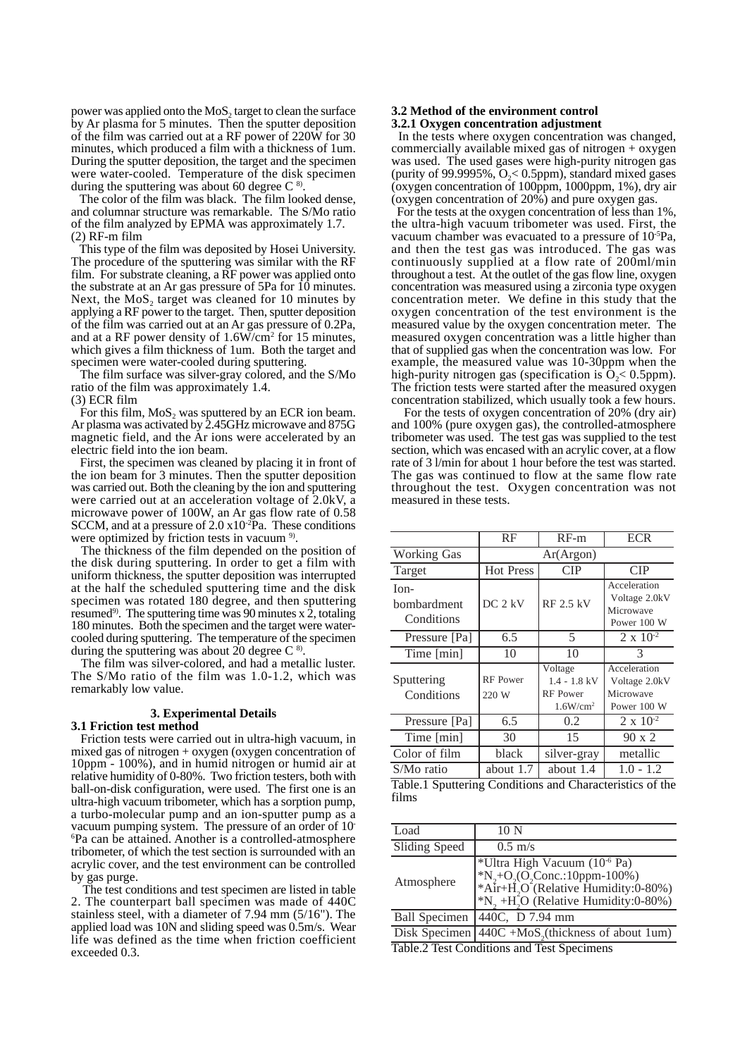power was applied onto the $MoS_2$ target to clean the surface by Ar plasma for 5 minutes. Then the sputter deposition of the film was carried out at a RF power of 220W for 30 minutes, which produced a film with a thickness of 1um. During the sputter deposition, the target and the specimen were water-cooled. Temperature of the disk specimen during the sputtering was about 60 degree C [8].

The color of the film was black. The film looked dense, and columnar structure was remarkable. The S/Mo ratio of the film analyzed by EPMA was approximately 1.7.

(2) RF-m film

This type of the film was deposited by Hosei University. The procedure of the sputtering was similar with the RF film. For substrate cleaning, a RF power was applied onto the substrate at an Ar gas pressure of 5Pa for 10 minutes. Next, the $MoS_2$ target was cleaned for 10 minutes by applying a RF power to the target. Then, sputter deposition of the film was carried out at an Ar gas pressure of 0.2Pa, and at a RF power density of $1.6W/cm^2$ for 15 minutes, which gives a film thickness of 1um. Both the target and specimen were water-cooled during sputtering.

The film surface was silver-gray colored, and the S/Mo ratio of the film was approximately 1.4.

(3) ECR film

For this film, $MoS_2$ was sputtered by an ECR ion beam. Ar plasma was activated by 2.45GHz microwave and 875G magnetic field, and the Ar ions were accelerated by an electric field into the ion beam.

First, the specimen was cleaned by placing it in front of the ion beam for 3 minutes. Then the sputter deposition was carried out. Both the cleaning by the ion and sputtering were carried out at an acceleration voltage of 2.0kV, a microwave power of 100W, an Ar gas flow rate of 0.58 SCCM, and at a pressure of $2.0 \times 10^{-2}$Pa. These conditions were optimized by friction tests in vacuum [9].

The thickness of the film depended on the position of the disk during sputtering. In order to get a film with uniform thickness, the sputter deposition was interrupted at the half the scheduled sputtering time and the disk specimen was rotated 180 degree, and then sputtering resumed[9]. The sputtering time was 90 minutes x 2, totaling 180 minutes. Both the specimen and the target were water-cooled during sputtering. The temperature of the specimen during the sputtering was about 20 degree C [8].

The film was silver-colored, and had a metallic luster. The S/Mo ratio of the film was 1.0-1.2, which was remarkably low value.

## 3. Experimental Details

### 3.1 Friction test method

Friction tests were carried out in ultra-high vacuum, in mixed gas of nitrogen + oxygen (oxygen concentration of 10ppm - 100%), and in humid nitrogen or humid air at relative humidity of 0-80%. Two friction testers, both with ball-on-disk configuration, were used. The first one is an ultra-high vacuum tribometer, which has a sorption pump, a turbo-molecular pump and an ion-sputter pump as a vacuum pumping system. The pressure of an order of $10^{-6}$Pa can be attained. Another is a controlled-atmosphere tribometer, of which the test section is surrounded with an acrylic cover, and the test environment can be controlled by gas purge.

The test conditions and test specimen are listed in table 2. The counterpart ball specimen was made of 440C stainless steel, with a diameter of 7.94 mm (5/16"). The applied load was 10N and sliding speed was 0.5m/s. Wear life was defined as the time when friction coefficient exceeded 0.3.

### 3.2 Method of the environment control

#### 3.2.1 Oxygen concentration adjustment

In the tests where oxygen concentration was changed, commercially available mixed gas of nitrogen + oxygen was used. The used gases were high-purity nitrogen gas (purity of 99.9995%, $O_2$< 0.5ppm), standard mixed gases (oxygen concentration of 100ppm, 1000ppm, 1%), dry air (oxygen concentration of 20%) and pure oxygen gas.

For the tests at the oxygen concentration of less than 1%, the ultra-high vacuum tribometer was used. First, the vacuum chamber was evacuated to a pressure of $10^{-5}$Pa, and then the test gas was introduced. The gas was continuously supplied at a flow rate of 200ml/min throughout a test. At the outlet of the gas flow line, oxygen concentration was measured using a zirconia type oxygen concentration meter. We define in this study that the oxygen concentration of the test environment is the measured value by the oxygen concentration meter. The measured oxygen concentration was a little higher than that of supplied gas when the concentration was low. For example, the measured value was 10-30ppm when the high-purity nitrogen gas (specification is $O_2$< 0.5ppm). The friction tests were started after the measured oxygen concentration stabilized, which usually took a few hours.

For the tests of oxygen concentration of 20% (dry air) and 100% (pure oxygen gas), the controlled-atmosphere tribometer was used. The test gas was supplied to the test section, which was encased with an acrylic cover, at a flow rate of 3 l/min for about 1 hour before the test was started. The gas was continued to flow at the same flow rate throughout the test. Oxygen concentration was not measured in these tests.

| | RF | RF-m | ECR |
|---|---|---|---|
| Working Gas | Ar(Argon) | | |
| Target | Hot Press | CIP | CIP |
| Ion-bombardment Conditions | DC 2 kV | RF 2.5 kV | Acceleration Voltage 2.0kV Microwave Power 100 W |
| Pressure [Pa] | 6.5 | 5 | $2 \times 10^{-2}$ |
| Time [min] | 10 | 10 | 3 |
| Sputtering Conditions | RF Power 220 W | Voltage 1.4 - 1.8 kV RF Power $1.6W/cm^2$ | Acceleration Voltage 2.0kV Microwave Power 100 W |
| Pressure [Pa] | 6.5 | 0.2 | $2 \times 10^{-2}$ |
| Time [min] | 30 | 15 | 90 x 2 |
| Color of film | black | silver-gray | metallic |
| S/Mo ratio | about 1.7 | about 1.4 | 1.0 - 1.2 |

Table.1 Sputtering Conditions and Characteristics of the films

| Load | 10 N |
|---|---|
| Sliding Speed | 0.5 m/s |
| Atmosphere | *Ultra High Vacuum ($10^{-6}$ Pa) *$N_2$+$O_2$($O_2$Conc.:10ppm-100%) *Air+$H_2O$ (Relative Humidity:0-80%) *$N_2$ +$H_2O$ (Relative Humidity:0-80%) |
| Ball Specimen | 440C, D 7.94 mm |
| Disk Specimen | 440C +$MoS_2$(thickness of about 1um) |

Table.2 Test Conditions and Test Specimens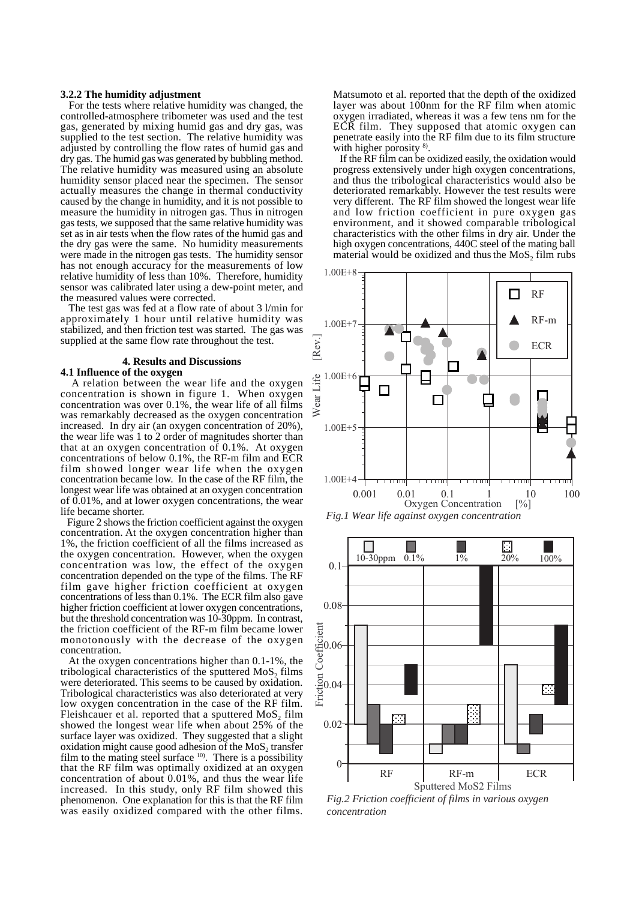### 3.2.2 The humidity adjustment

For the tests where relative humidity was changed, the controlled-atmosphere tribometer was used and the test gas, generated by mixing humid gas and dry gas, was supplied to the test section. The relative humidity was adjusted by controlling the flow rates of humid gas and dry gas. The humid gas was generated by bubbling method. The relative humidity was measured using an absolute humidity sensor placed near the specimen. The sensor actually measures the change in thermal conductivity caused by the change in humidity, and it is not possible to measure the humidity in nitrogen gas. Thus in nitrogen gas tests, we supposed that the same relative humidity was set as in air tests when the flow rates of the humid gas and the dry gas were the same. No humidity measurements were made in the nitrogen gas tests. The humidity sensor has not enough accuracy for the measurements of low relative humidity of less than 10%. Therefore, humidity sensor was calibrated later using a dew-point meter, and the measured values were corrected.

The test gas was fed at a flow rate of about 3 l/min for approximately 1 hour until relative humidity was stabilized, and then friction test was started. The gas was supplied at the same flow rate throughout the test.

## 4. Results and Discussions

### 4.1 Influence of the oxygen

A relation between the wear life and the oxygen concentration is shown in figure 1. When oxygen concentration was over 0.1%, the wear life of all films was remarkably decreased as the oxygen concentration increased. In dry air (an oxygen concentration of 20%), the wear life was 1 to 2 order of magnitudes shorter than that at an oxygen concentration of 0.1%. At oxygen concentrations of below 0.1%, the RF-m film and ECR film showed longer wear life when the oxygen concentration became low. In the case of the RF film, the longest wear life was obtained at an oxygen concentration of 0.01%, and at lower oxygen concentrations, the wear life became shorter.

Figure 2 shows the friction coefficient against the oxygen concentration. At the oxygen concentration higher than 1%, the friction coefficient of all the films increased as the oxygen concentration. However, when the oxygen concentration was low, the effect of the oxygen concentration depended on the type of the films. The RF film gave higher friction coefficient at oxygen concentrations of less than 0.1%. The ECR film also gave higher friction coefficient at lower oxygen concentrations, but the threshold concentration was 10-30ppm. In contrast, the friction coefficient of the RF-m film became lower monotonously with the decrease of the oxygen concentration.

At the oxygen concentrations higher than 0.1-1%, the tribological characteristics of the sputtered $MoS_2$ films were deteriorated. This seems to be caused by oxidation. Tribological characteristics was also deteriorated at very low oxygen concentration in the case of the RF film. Fleishcauer et al. reported that a sputtered $MoS_2$ film showed the longest wear life when about 25% of the surface layer was oxidized. They suggested that a slight oxidation might cause good adhesion of the $MoS_2$ transfer film to the mating steel surface [10]. There is a possibility that the RF film was optimally oxidized at an oxygen concentration of about 0.01%, and thus the wear life increased. In this study, only RF film showed this phenomenon. One explanation for this is that the RF film was easily oxidized compared with the other films. Matsumoto et al. reported that the depth of the oxidized layer was about 100nm for the RF film when atomic oxygen irradiated, whereas it was a few tens nm for the ECR film. They supposed that atomic oxygen can penetrate easily into the RF film due to its film structure with higher porosity [8].

If the RF film can be oxidized easily, the oxidation would progress extensively under high oxygen concentrations, and thus the tribological characteristics would also be deteriorated remarkably. However the test results were very different. The RF film showed the longest wear life and low friction coefficient in pure oxygen gas environment, and it showed comparable tribological characteristics with the other films in dry air. Under the high oxygen concentrations, 440C steel of the mating ball material would be oxidized and thus the $MoS_2$ film rubs

*Fig.1 Wear life against oxygen concentration*

*Fig.2 Friction coefficient of films in various oxygen concentration*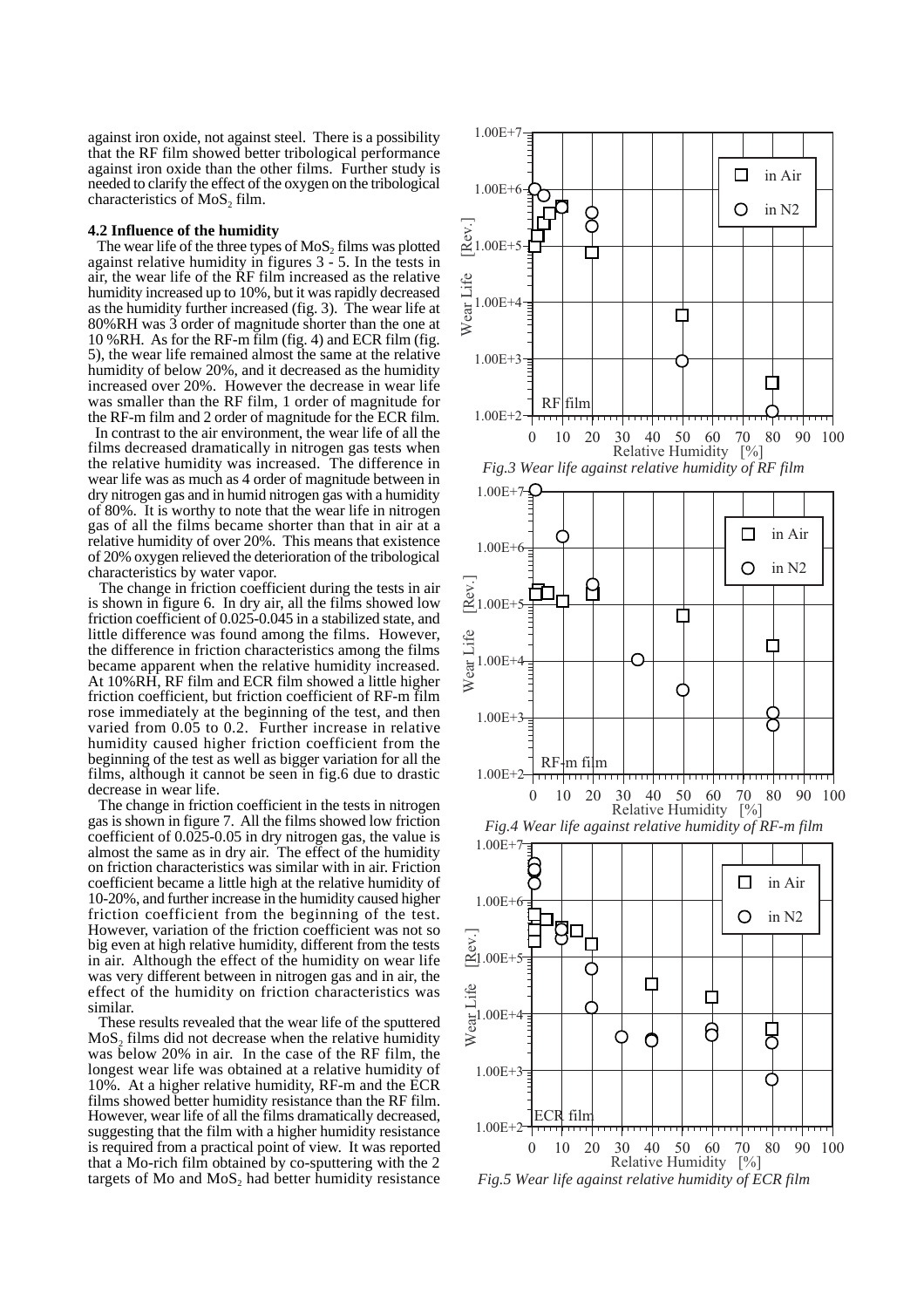against iron oxide, not against steel. There is a possibility that the RF film showed better tribological performance against iron oxide than the other films. Further study is needed to clarify the effect of the oxygen on the tribological characteristics of $MoS_2$ film.

### 4.2 Influence of the humidity

The wear life of the three types of $MoS_2$ films was plotted against relative humidity in figures 3 - 5. In the tests in air, the wear life of the RF film increased as the relative humidity increased up to 10%, but it was rapidly decreased as the humidity further increased (fig. 3). The wear life at 80%RH was 3 order of magnitude shorter than the one at 10 %RH. As for the RF-m film (fig. 4) and ECR film (fig. 5), the wear life remained almost the same at the relative humidity of below 20%, and it decreased as the humidity increased over 20%. However the decrease in wear life was smaller than the RF film, 1 order of magnitude for the RF-m film and 2 order of magnitude for the ECR film.

In contrast to the air environment, the wear life of all the films decreased dramatically in nitrogen gas tests when the relative humidity was increased. The difference in wear life was as much as 4 order of magnitude between in dry nitrogen gas and in humid nitrogen gas with a humidity of 80%. It is worthy to note that the wear life in nitrogen gas of all the films became shorter than that in air at a relative humidity of over 20%. This means that existence of 20% oxygen relieved the deterioration of the tribological characteristics by water vapor.

The change in friction coefficient during the tests in air is shown in figure 6. In dry air, all the films showed low friction coefficient of 0.025-0.045 in a stabilized state, and little difference was found among the films. However, the difference in friction characteristics among the films became apparent when the relative humidity increased. At 10%RH, RF film and ECR film showed a little higher friction coefficient, but friction coefficient of RF-m film rose immediately at the beginning of the test, and then varied from 0.05 to 0.2. Further increase in relative humidity caused higher friction coefficient from the beginning of the test as well as bigger variation for all the films, although it cannot be seen in fig.6 due to drastic decrease in wear life.

The change in friction coefficient in the tests in nitrogen gas is shown in figure 7. All the films showed low friction coefficient of 0.025-0.05 in dry nitrogen gas, the value is almost the same as in dry air. The effect of the humidity on friction characteristics was similar with in air. Friction coefficient became a little high at the relative humidity of 10-20%, and further increase in the humidity caused higher friction coefficient from the beginning of the test. However, variation of the friction coefficient was not so big even at high relative humidity, different from the tests in air. Although the effect of the humidity on wear life was very different between in nitrogen gas and in air, the effect of the humidity on friction characteristics was similar.

These results revealed that the wear life of the sputtered $MoS_2$ films did not decrease when the relative humidity was below 20% in air. In the case of the RF film, the longest wear life was obtained at a relative humidity of 10%. At a higher relative humidity, RF-m and the ECR films showed better humidity resistance than the RF film. However, wear life of all the films dramatically decreased, suggesting that the film with a higher humidity resistance is required from a practical point of view. It was reported that a Mo-rich film obtained by co-sputtering with the 2 targets of Mo and $MoS_2$ had better humidity resistance

*Fig.3 Wear life against relative humidity of RF film*

*Fig.4 Wear life against relative humidity of RF-m film*

*Fig.5 Wear life against relative humidity of ECR film*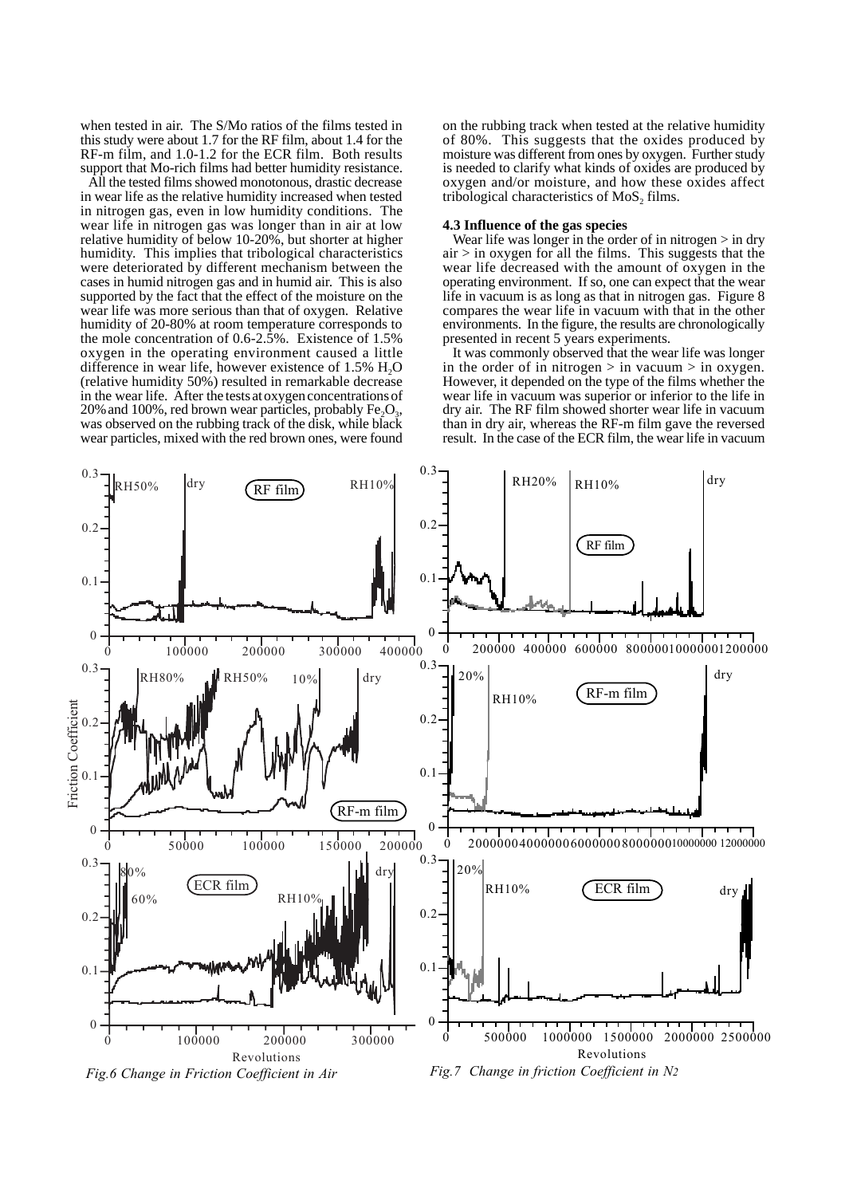when tested in air. The S/Mo ratios of the films tested in this study were about 1.7 for the RF film, about 1.4 for the RF-m film, and 1.0-1.2 for the ECR film. Both results support that Mo-rich films had better humidity resistance.

All the tested films showed monotonous, drastic decrease in wear life as the relative humidity increased when tested in nitrogen gas, even in low humidity conditions. The wear life in nitrogen gas was longer than in air at low relative humidity of below 10-20%, but shorter at higher humidity. This implies that tribological characteristics were deteriorated by different mechanism between the cases in humid nitrogen gas and in humid air. This is also supported by the fact that the effect of the moisture on the wear life was more serious than that of oxygen. Relative humidity of 20-80% at room temperature corresponds to the mole concentration of 0.6-2.5%. Existence of 1.5% oxygen in the operating environment caused a little difference in wear life, however existence of 1.5% $H_2O$ (relative humidity 50%) resulted in remarkable decrease in the wear life. After the tests at oxygen concentrations of 20% and 100%, red brown wear particles, probably $Fe_2O_3$, was observed on the rubbing track of the disk, while black wear particles, mixed with the red brown ones, were found on the rubbing track when tested at the relative humidity of 80%. This suggests that the oxides produced by moisture was different from ones by oxygen. Further study is needed to clarify what kinds of oxides are produced by oxygen and/or moisture, and how these oxides affect tribological characteristics of $MoS_2$ films.

### 4.3 Influence of the gas species

Wear life was longer in the order of in nitrogen > in dry air > in oxygen for all the films. This suggests that the wear life decreased with the amount of oxygen in the operating environment. If so, one can expect that the wear life in vacuum is as long as that in nitrogen gas. Figure 8 compares the wear life in vacuum with that in the other environments. In the figure, the results are chronologically presented in recent 5 years experiments.

It was commonly observed that the wear life was longer in the order of in nitrogen > in vacuum > in oxygen. However, it depended on the type of the films whether the wear life in vacuum was superior or inferior to the life in dry air. The RF film showed shorter wear life in vacuum than in dry air, whereas the RF-m film gave the reversed result. In the case of the ECR film, the wear life in vacuum

*Fig.6 Change in Friction Coefficient in Air*

*Fig.7 Change in friction Coefficient in N2*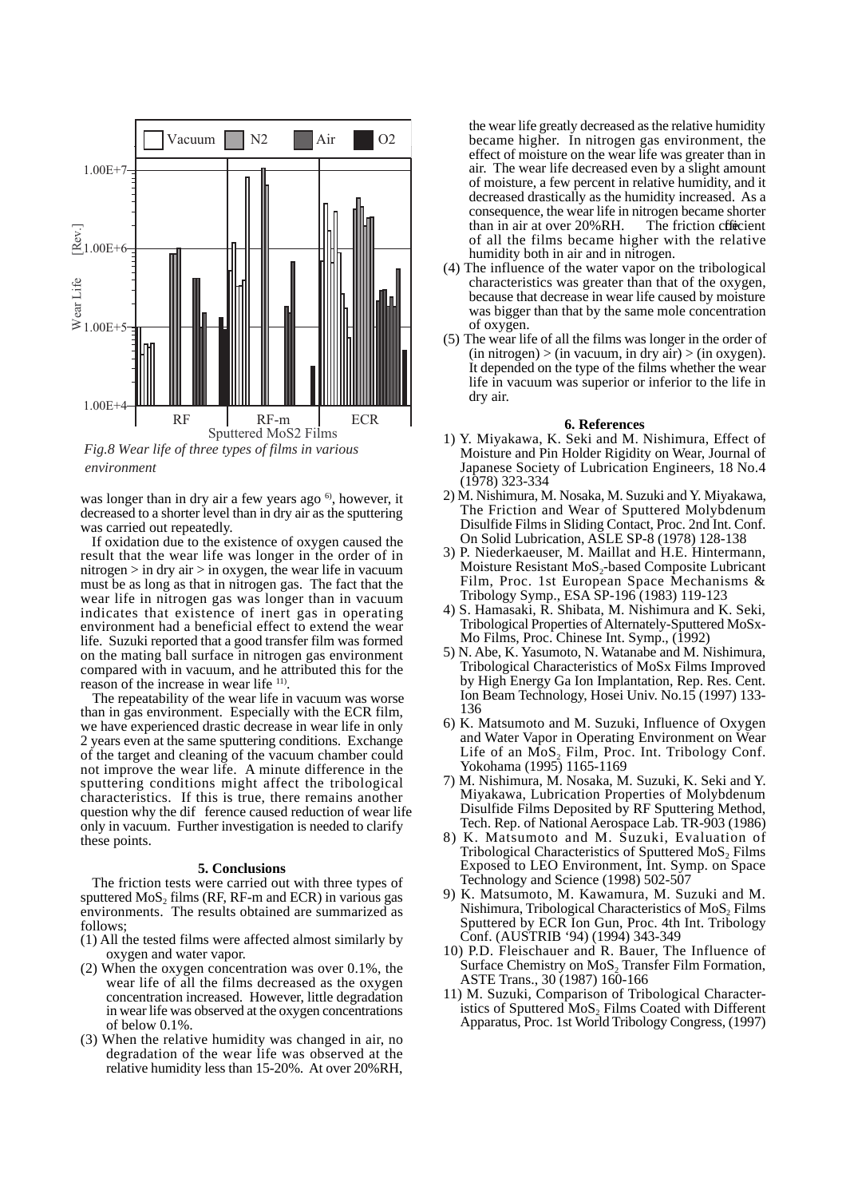Vacuum N2 Air O2

1.00E+7
1.00E+6
1.00E+5
1.00E+4

Wear Life [Rev.]

RF RF-m ECR

Sputtered MoS2 Films

*Fig.8 Wear life of three types of films in various environment*

was longer than in dry air a few years ago [6], however, it decreased to a shorter level than in dry air as the sputtering was carried out repeatedly.

If oxidation due to the existence of oxygen caused the result that the wear life was longer in the order of in nitrogen > in dry air > in oxygen, the wear life in vacuum must be as long as that in nitrogen gas. The fact that the wear life in nitrogen gas was longer than in vacuum indicates that existence of inert gas in operating environment had a beneficial effect to extend the wear life. Suzuki reported that a good transfer film was formed on the mating ball surface in nitrogen gas environment compared with in vacuum, and he attributed this for the reason of the increase in wear life [11].

The repeatability of the wear life in vacuum was worse than in gas environment. Especially with the ECR film, we have experienced drastic decrease in wear life in only 2 years even at the same sputtering conditions. Exchange of the target and cleaning of the vacuum chamber could not improve the wear life. A minute difference in the sputtering conditions might affect the tribological characteristics. If this is true, there remains another question why the dif ference caused reduction of wear life only in vacuum. Further investigation is needed to clarify these points.

## 5. Conclusions

The friction tests were carried out with three types of sputtered $MoS_2$ films (RF, RF-m and ECR) in various gas environments. The results obtained are summarized as follows;

(1) All the tested films were affected almost similarly by oxygen and water vapor.

(2) When the oxygen concentration was over 0.1%, the wear life of all the films decreased as the oxygen concentration increased. However, little degradation in wear life was observed at the oxygen concentrations of below 0.1%.

(3) When the relative humidity was changed in air, no degradation of the wear life was observed at the relative humidity less than 15-20%. At over 20%RH, the wear life greatly decreased as the relative humidity became higher. In nitrogen gas environment, the effect of moisture on the wear life was greater than in air. The wear life decreased even by a slight amount of moisture, a few percent in relative humidity, and it decreased drastically as the humidity increased. As a consequence, the wear life in nitrogen became shorter than in air at over 20%RH. The friction coefficient of all the films became higher with the relative humidity both in air and in nitrogen.

(4) The influence of the water vapor on the tribological characteristics was greater than that of the oxygen, because that decrease in wear life caused by moisture was bigger than that by the same mole concentration of oxygen.

(5) The wear life of all the films was longer in the order of (in nitrogen) > (in vacuum, in dry air) > (in oxygen). It depended on the type of the films whether the wear life in vacuum was superior or inferior to the life in dry air.

## 6. References

1) Y. Miyakawa, K. Seki and M. Nishimura, Effect of Moisture and Pin Holder Rigidity on Wear, Journal of Japanese Society of Lubrication Engineers, 18 No.4 (1978) 323-334

2) M. Nishimura, M. Nosaka, M. Suzuki and Y. Miyakawa, The Friction and Wear of Sputtered Molybdenum Disulfide Films in Sliding Contact, Proc. 2nd Int. Conf. On Solid Lubrication, ASLE SP-8 (1978) 128-138

3) P. Niederkaeuser, M. Maillat and H.E. Hintermann, Moisture Resistant $MoS_2$-based Composite Lubricant Film, Proc. 1st European Space Mechanisms & Tribology Symp., ESA SP-196 (1983) 119-123

4) S. Hamasaki, R. Shibata, M. Nishimura and K. Seki, Tribological Properties of Alternately-Sputtered MoSx-Mo Films, Proc. Chinese Int. Symp., (1992)

5) N. Abe, K. Yasumoto, N. Watanabe and M. Nishimura, Tribological Characteristics of MoSx Films Improved by High Energy Ga Ion Implantation, Rep. Res. Cent. Ion Beam Technology, Hosei Univ. No.15 (1997) 133-136

6) K. Matsumoto and M. Suzuki, Influence of Oxygen and Water Vapor in Operating Environment on Wear Life of an $MoS_2$ Film, Proc. Int. Tribology Conf. Yokohama (1995) 1165-1169

7) M. Nishimura, M. Nosaka, M. Suzuki, K. Seki and Y. Miyakawa, Lubrication Properties of Molybdenum Disulfide Films Deposited by RF Sputtering Method, Tech. Rep. of National Aerospace Lab. TR-903 (1986)

8) K. Matsumoto and M. Suzuki, Evaluation of Tribological Characteristics of Sputtered $MoS_2$ Films Exposed to LEO Environment, Int. Symp. on Space Technology and Science (1998) 502-507

9) K. Matsumoto, M. Kawamura, M. Suzuki and M. Nishimura, Tribological Characteristics of $MoS_2$ Films Sputtered by ECR Ion Gun, Proc. 4th Int. Tribology Conf. (AUSTRIB '94) (1994) 343-349

10) P.D. Fleischauer and R. Bauer, The Influence of Surface Chemistry on $MoS_2$ Transfer Film Formation, ASTE Trans., 30 (1987) 160-166

11) M. Suzuki, Comparison of Tribological Characteristics of Sputtered $MoS_2$ Films Coated with Different Apparatus, Proc. 1st World Tribology Congress, (1997)